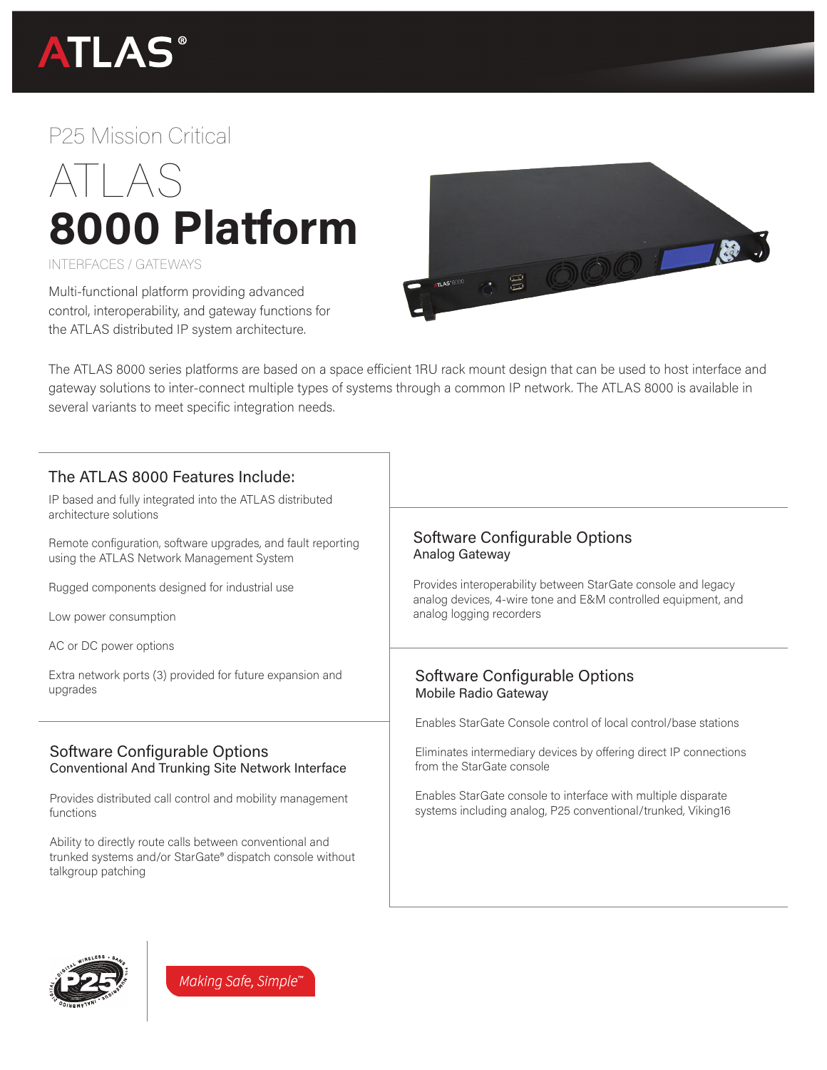# ATLAS®

P25 Mission Critical

# ATLAS 8000 Platform

INTERFACES / GATEWAYS

Multi-functional platform providing advanced control, interoperability, and gateway functions for the ATLAS distributed IP system architecture.

The ATLAS 8000 series platforms are based on a space efficient 1RU rack mount design that can be used to host interface and gateway solutions to inter-connect multiple types of systems through a common IP network. The ATLAS 8000 is available in several variants to meet specific integration needs.

## The ATLAS 8000 Features Include:

IP based and fully integrated into the ATLAS distributed architecture solutions

Remote configuration, software upgrades, and fault reporting using the ATLAS Network Management System

Rugged components designed for industrial use

Low power consumption

AC or DC power options

Extra network ports (3) provided for future expansion and upgrades

## Software Configurable Options
### Conventional And Trunking Site Network Interface

Provides distributed call control and mobility management functions

Ability to directly route calls between conventional and trunked systems and/or StarGate® dispatch console without talkgroup patching

## Software Configurable Options
### Analog Gateway

Provides interoperability between StarGate console and legacy analog devices, 4-wire tone and E&M controlled equipment, and analog logging recorders

## Software Configurable Options
### Mobile Radio Gateway

Enables StarGate Console control of local control/base stations

Eliminates intermediary devices by offering direct IP connections from the StarGate console

Enables StarGate console to interface with multiple disparate systems including analog, P25 conventional/trunked, Viking16

*Making Safe, Simple™*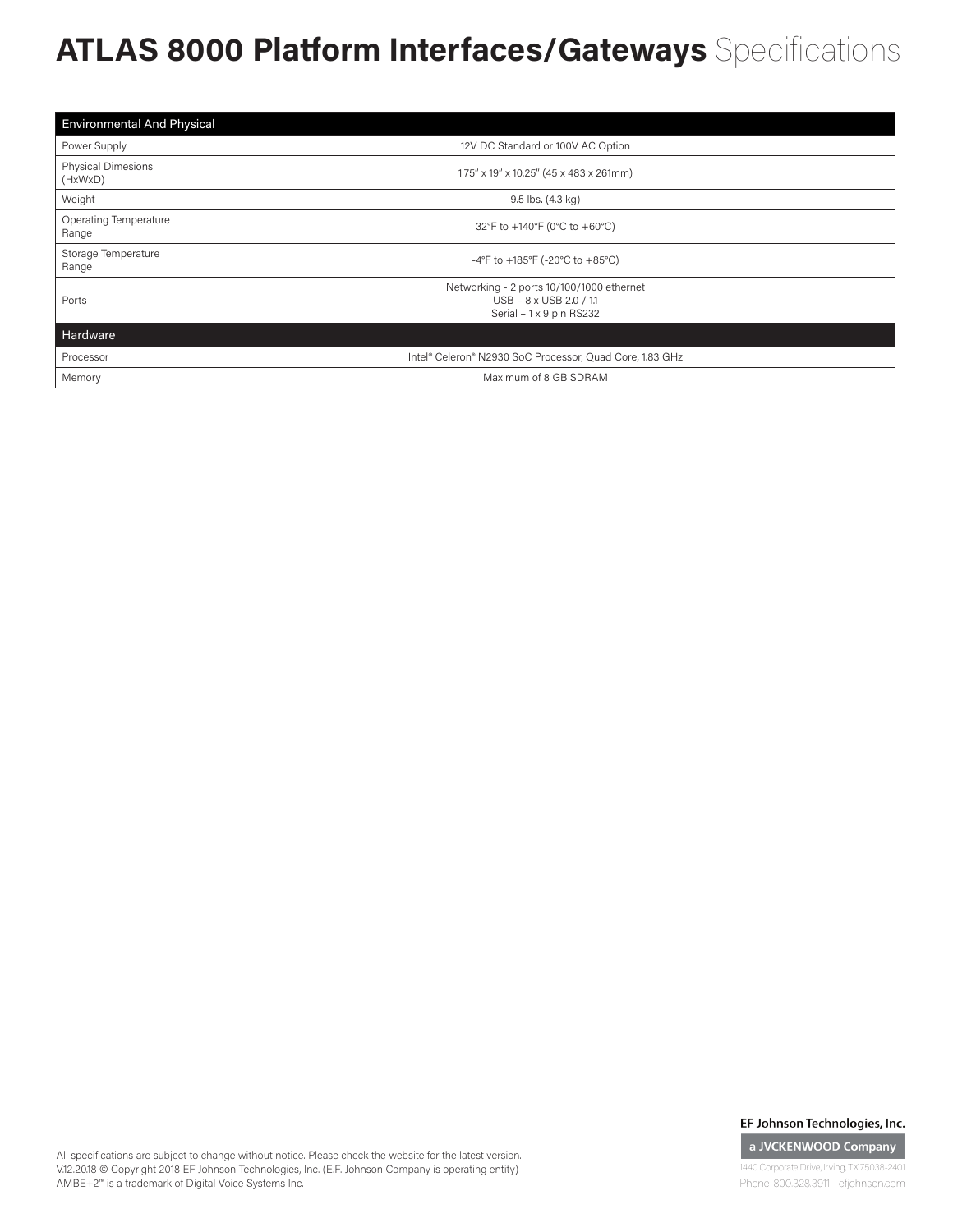# ATLAS 8000 Platform Interfaces/Gateways Specifications

| Environmental And Physical | |
|---|---|
| Power Supply | 12V DC Standard or 100V AC Option |
| Physical Dimesions (HxWxD) | 1.75" x 19" x 10.25" (45 x 483 x 261mm) |
| Weight | 9.5 lbs. (4.3 kg) |
| Operating Temperature Range | 32°F to +140°F (0°C to +60°C) |
| Storage Temperature Range | -4°F to +185°F (-20°C to +85°C) |
| Ports | Networking - 2 ports 10/100/1000 ethernet<br>USB – 8 x USB 2.0 / 1.1<br>Serial – 1 x 9 pin RS232 |
| **Hardware** | |
| Processor | Intel® Celeron® N2930 SoC Processor, Quad Core, 1.83 GHz |
| Memory | Maximum of 8 GB SDRAM |

All specifications are subject to change without notice. Please check the website for the latest version.
V.12.20.18 © Copyright 2018 EF Johnson Technologies, Inc. (E.F. Johnson Company is operating entity)
AMBE+2™ is a trademark of Digital Voice Systems Inc.

EF Johnson Technologies, Inc.
a JVCKENWOOD Company
1440 Corporate Drive, Irving, TX 75038-2401
Phone: 800.328.3911 · efjohnson.com